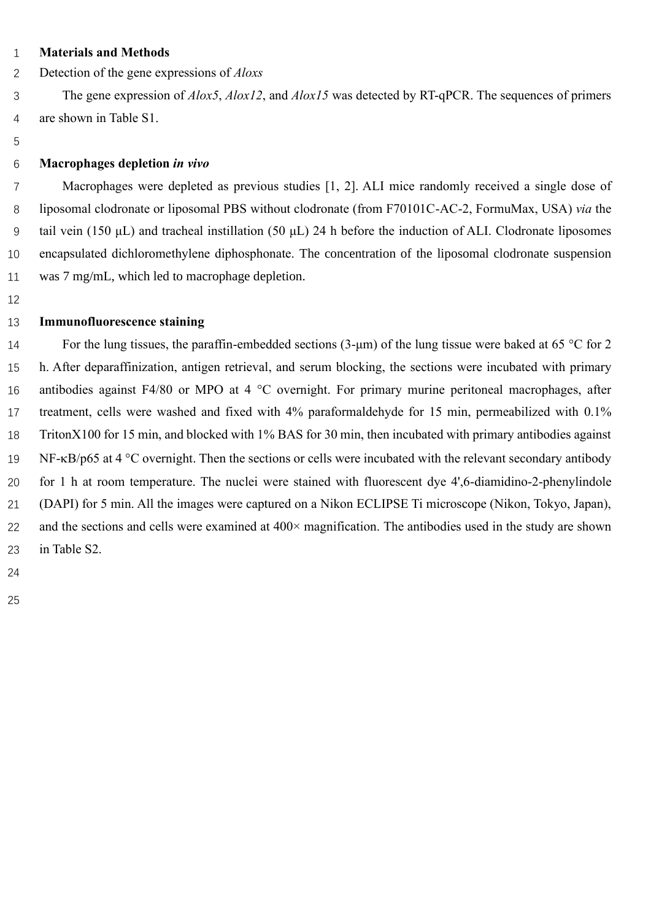# Materials and Methods

Detection of the gene expressions of *Aloxs*

The gene expression of *Alox5*, *Alox12*, and *Alox15* was detected by RT-qPCR. The sequences of primers are shown in Table S1.

## Macrophages depletion *in vivo*

Macrophages were depleted as previous studies [1, 2]. ALI mice randomly received a single dose of liposomal clodronate or liposomal PBS without clodronate (from F70101C-AC-2, FormuMax, USA) *via* the tail vein (150 μL) and tracheal instillation (50 μL) 24 h before the induction of ALI. Clodronate liposomes encapsulated dichloromethylene diphosphonate. The concentration of the liposomal clodronate suspension was 7 mg/mL, which led to macrophage depletion.

## Immunofluorescence staining

For the lung tissues, the paraffin-embedded sections (3-μm) of the lung tissue were baked at 65 °C for 2 h. After deparaffinization, antigen retrieval, and serum blocking, the sections were incubated with primary antibodies against F4/80 or MPO at 4 °C overnight. For primary murine peritoneal macrophages, after treatment, cells were washed and fixed with 4% paraformaldehyde for 15 min, permeabilized with 0.1% TritonX100 for 15 min, and blocked with 1% BAS for 30 min, then incubated with primary antibodies against NF-κB/p65 at 4 °C overnight. Then the sections or cells were incubated with the relevant secondary antibody for 1 h at room temperature. The nuclei were stained with fluorescent dye 4',6-diamidino-2-phenylindole (DAPI) for 5 min. All the images were captured on a Nikon ECLIPSE Ti microscope (Nikon, Tokyo, Japan), and the sections and cells were examined at 400× magnification. The antibodies used in the study are shown in Table S2.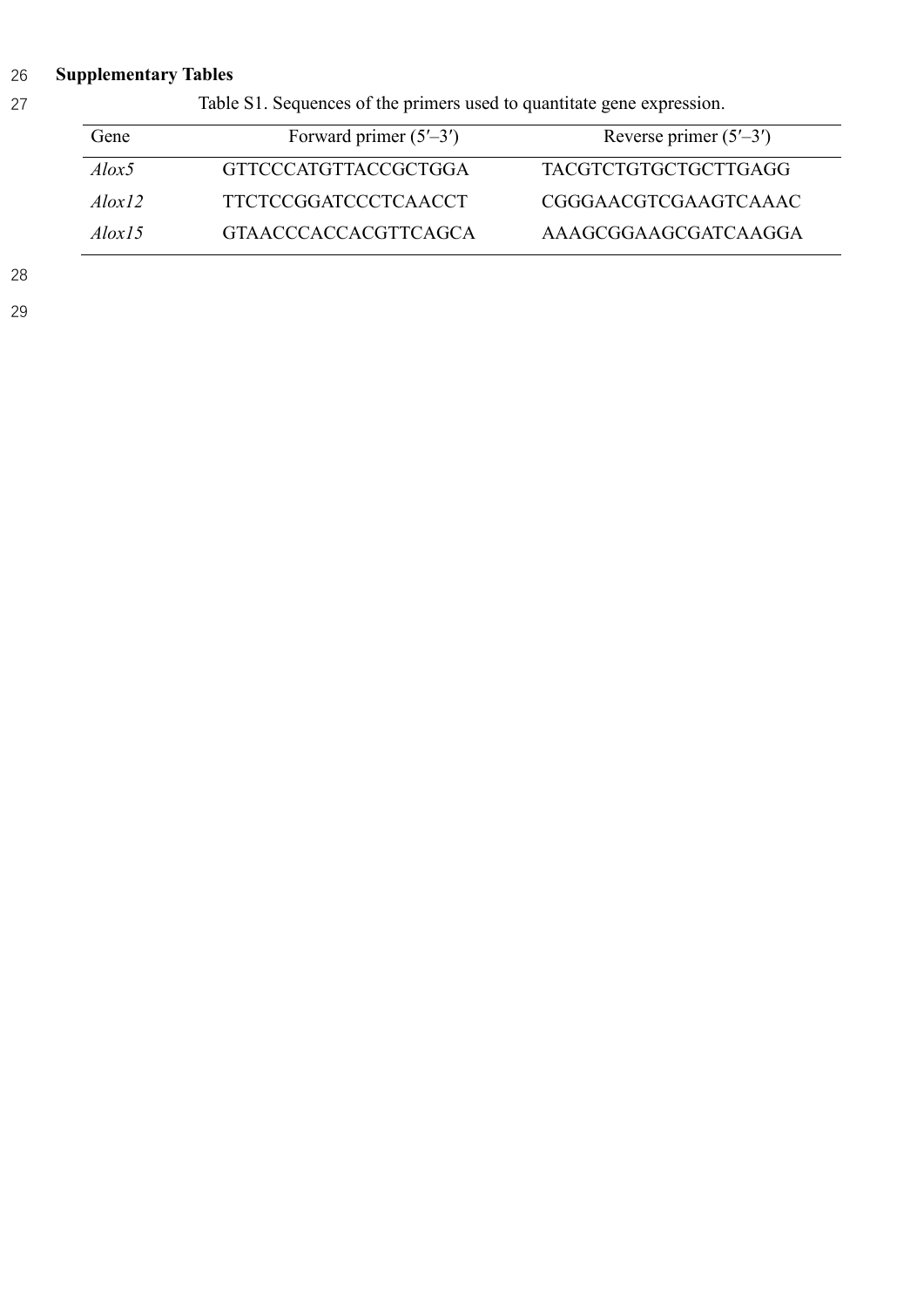## Supplementary Tables

Table S1. Sequences of the primers used to quantitate gene expression.

| Gene | Forward primer (5′–3′) | Reverse primer (5′–3′) |
|---|---|---|
| *Alox5* | GTTCCCATGTTACCGCTGGA | TACGTCTGTGCTGCTTGAGG |
| *Alox12* | TTCTCCGGATCCCTCAACCT | CGGGAACGTCGAAGTCAAAC |
| *Alox15* | GTAACCCACCACGTTCAGCA | AAAGCGGAAGCGATCAAGGA |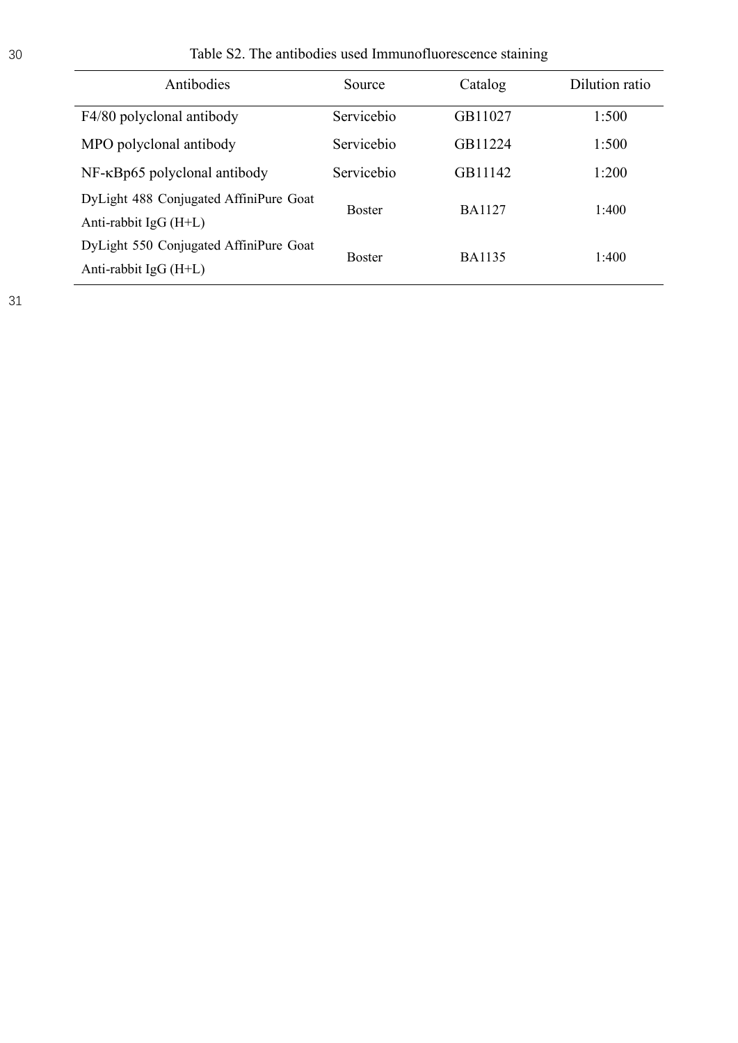Table S2. The antibodies used Immunofluorescence staining

| Antibodies | Source | Catalog | Dilution ratio |
|---|---|---|---|
| F4/80 polyclonal antibody | Servicebio | GB11027 | 1:500 |
| MPO polyclonal antibody | Servicebio | GB11224 | 1:500 |
| NF-κBp65 polyclonal antibody | Servicebio | GB11142 | 1:200 |
| DyLight 488 Conjugated AffiniPure Goat Anti-rabbit IgG (H+L) | Boster | BA1127 | 1:400 |
| DyLight 550 Conjugated AffiniPure Goat Anti-rabbit IgG (H+L) | Boster | BA1135 | 1:400 |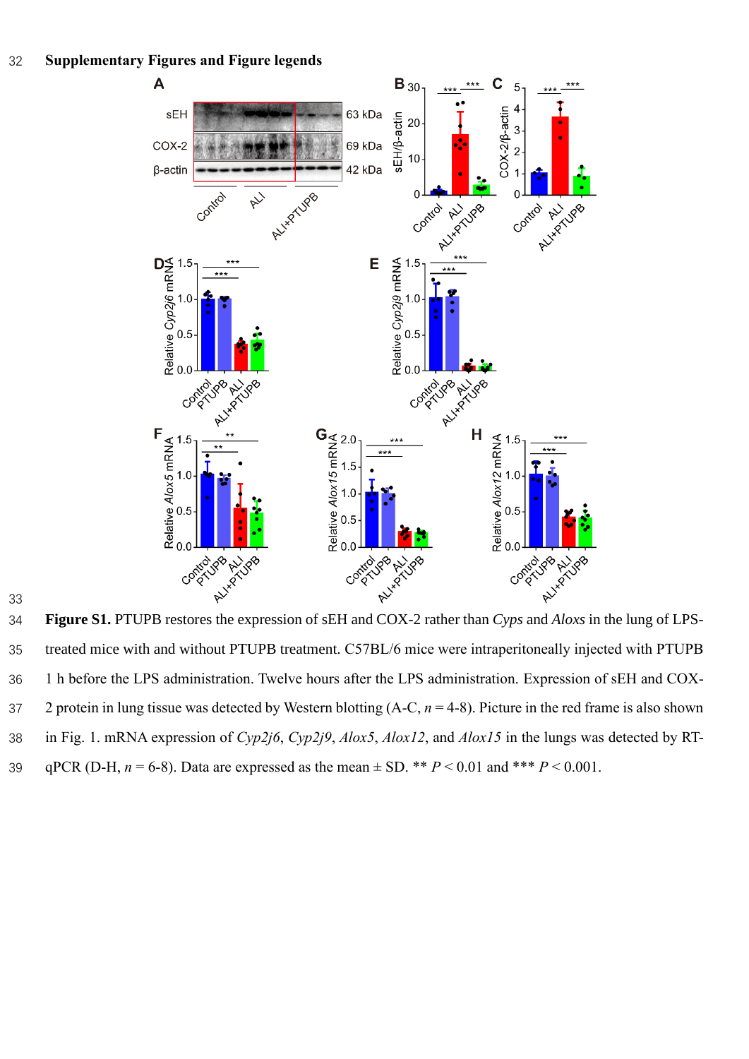**Supplementary Figures and Figure legends**

**Figure S1.** PTUPB restores the expression of sEH and COX-2 rather than *Cyps* and *Aloxs* in the lung of LPS-treated mice with and without PTUPB treatment. C57BL/6 mice were intraperitoneally injected with PTUPB 1 h before the LPS administration. Twelve hours after the LPS administration. Expression of sEH and COX-2 protein in lung tissue was detected by Western blotting (A-C, $n = 4$-8). Picture in the red frame is also shown in Fig. 1. mRNA expression of *Cyp2j6*, *Cyp2j9*, *Alox5*, *Alox12*, and *Alox15* in the lungs was detected by RT-qPCR (D-H, $n = 6$-8). Data are expressed as the mean ± SD. ** $P < 0.01$ and *** $P < 0.001$.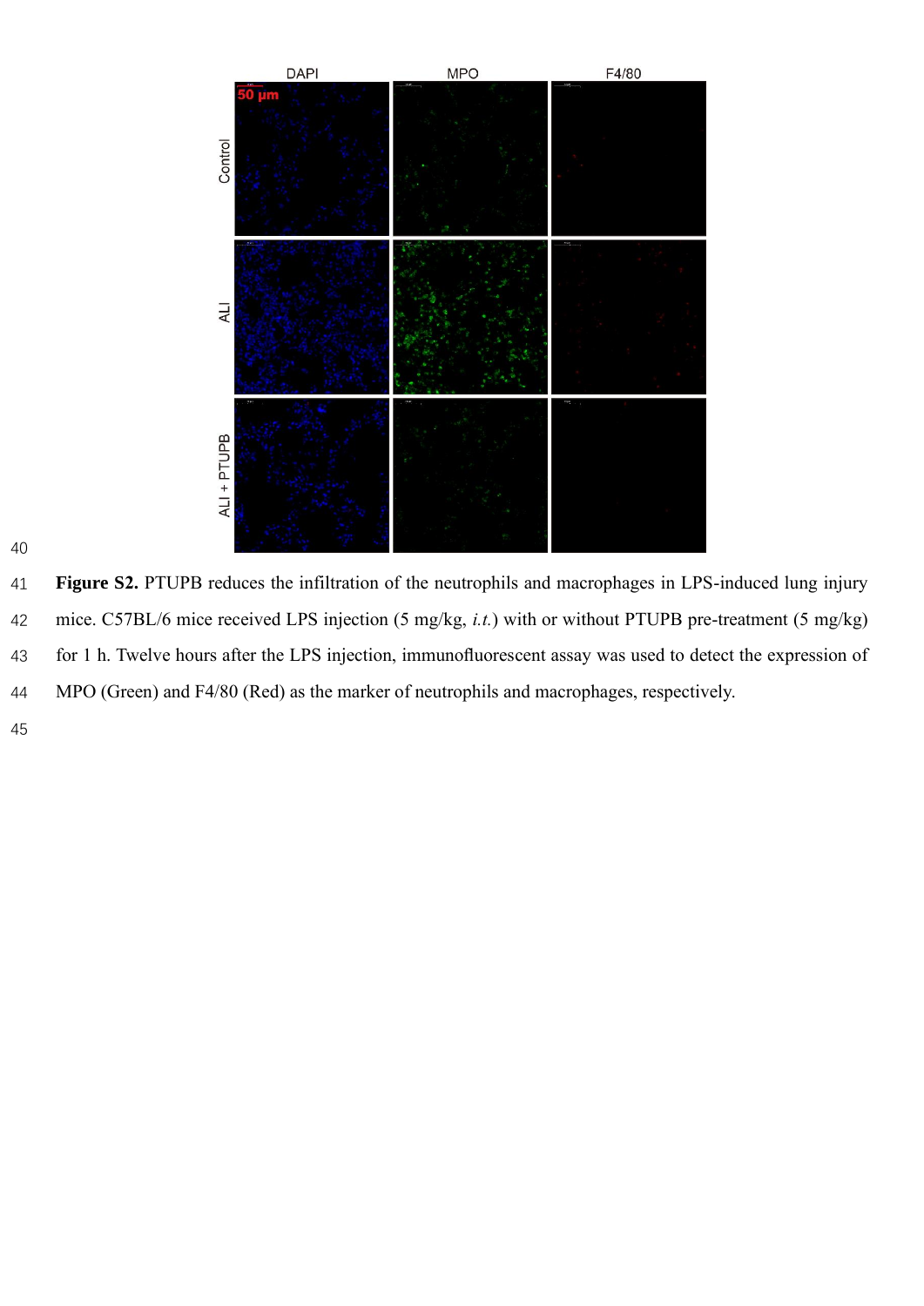**Figure S2.** PTUPB reduces the infiltration of the neutrophils and macrophages in LPS-induced lung injury mice. C57BL/6 mice received LPS injection (5 mg/kg, *i.t.*) with or without PTUPB pre-treatment (5 mg/kg) for 1 h. Twelve hours after the LPS injection, immunofluorescent assay was used to detect the expression of MPO (Green) and F4/80 (Red) as the marker of neutrophils and macrophages, respectively.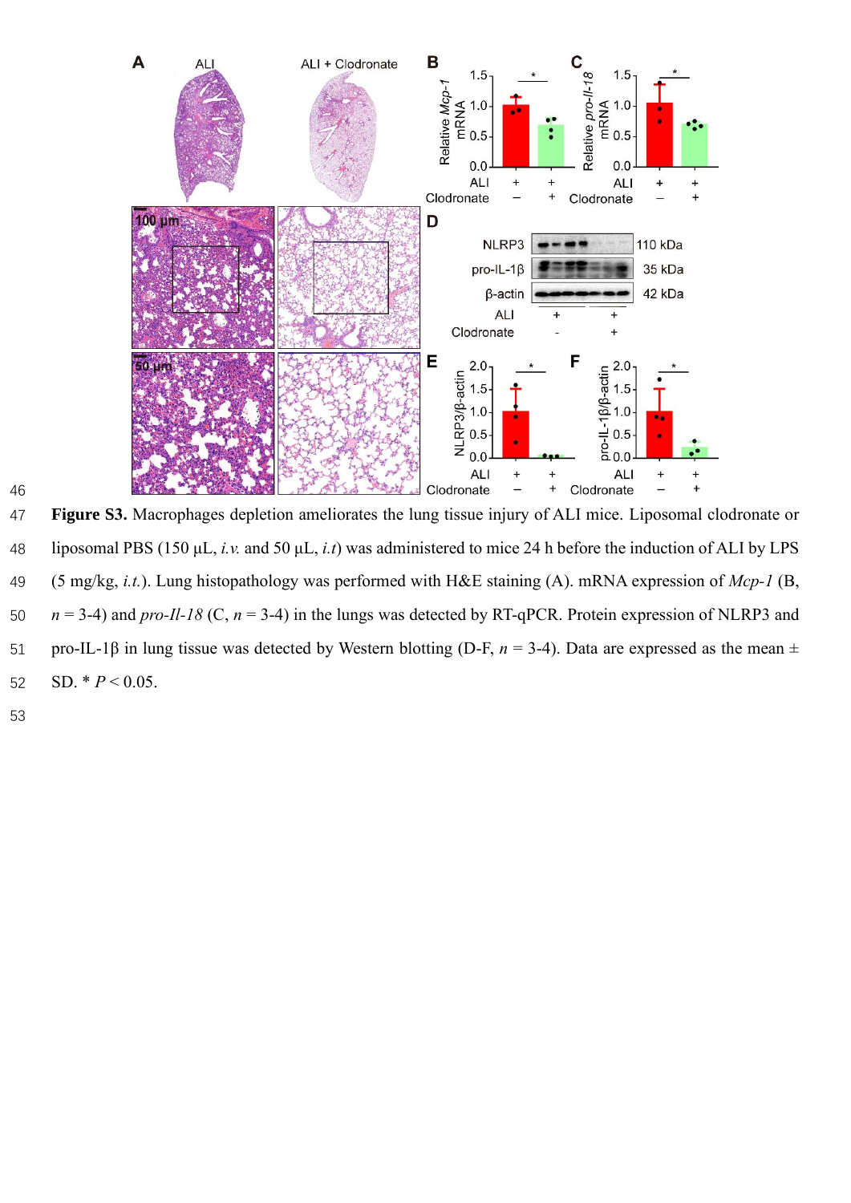**Figure S3.** Macrophages depletion ameliorates the lung tissue injury of ALI mice. Liposomal clodronate or liposomal PBS (150 μL, *i.v.* and 50 μL, *i.t*) was administered to mice 24 h before the induction of ALI by LPS (5 mg/kg, *i.t.*). Lung histopathology was performed with H&E staining (A). mRNA expression of *Mcp-1* (B, $n$ = 3-4) and *pro-Il-18* (C, $n$ = 3-4) in the lungs was detected by RT-qPCR. Protein expression of NLRP3 and pro-IL-1β in lung tissue was detected by Western blotting (D-F, $n$ = 3-4). Data are expressed as the mean ± SD. * $P < 0.05$.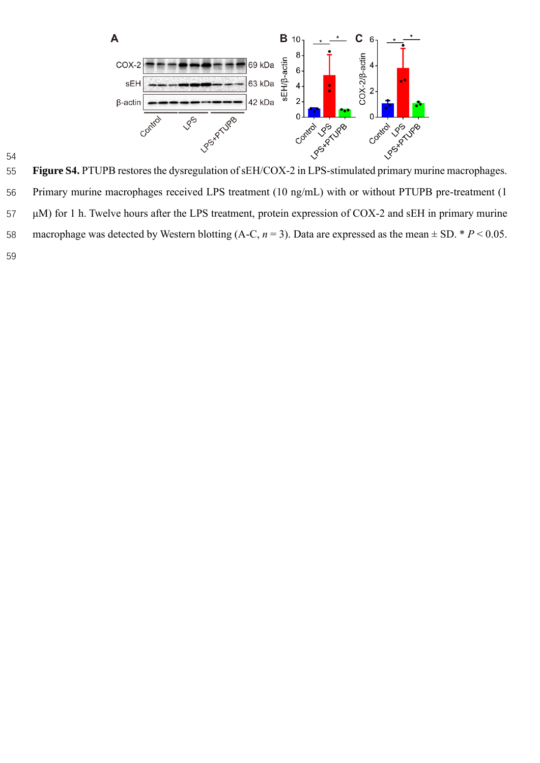**Figure S4.** PTUPB restores the dysregulation of sEH/COX-2 in LPS-stimulated primary murine macrophages. Primary murine macrophages received LPS treatment (10 ng/mL) with or without PTUPB pre-treatment (1 μM) for 1 h. Twelve hours after the LPS treatment, protein expression of COX-2 and sEH in primary murine macrophage was detected by Western blotting (A-C, *n* = 3). Data are expressed as the mean ± SD. * $P < 0.05$.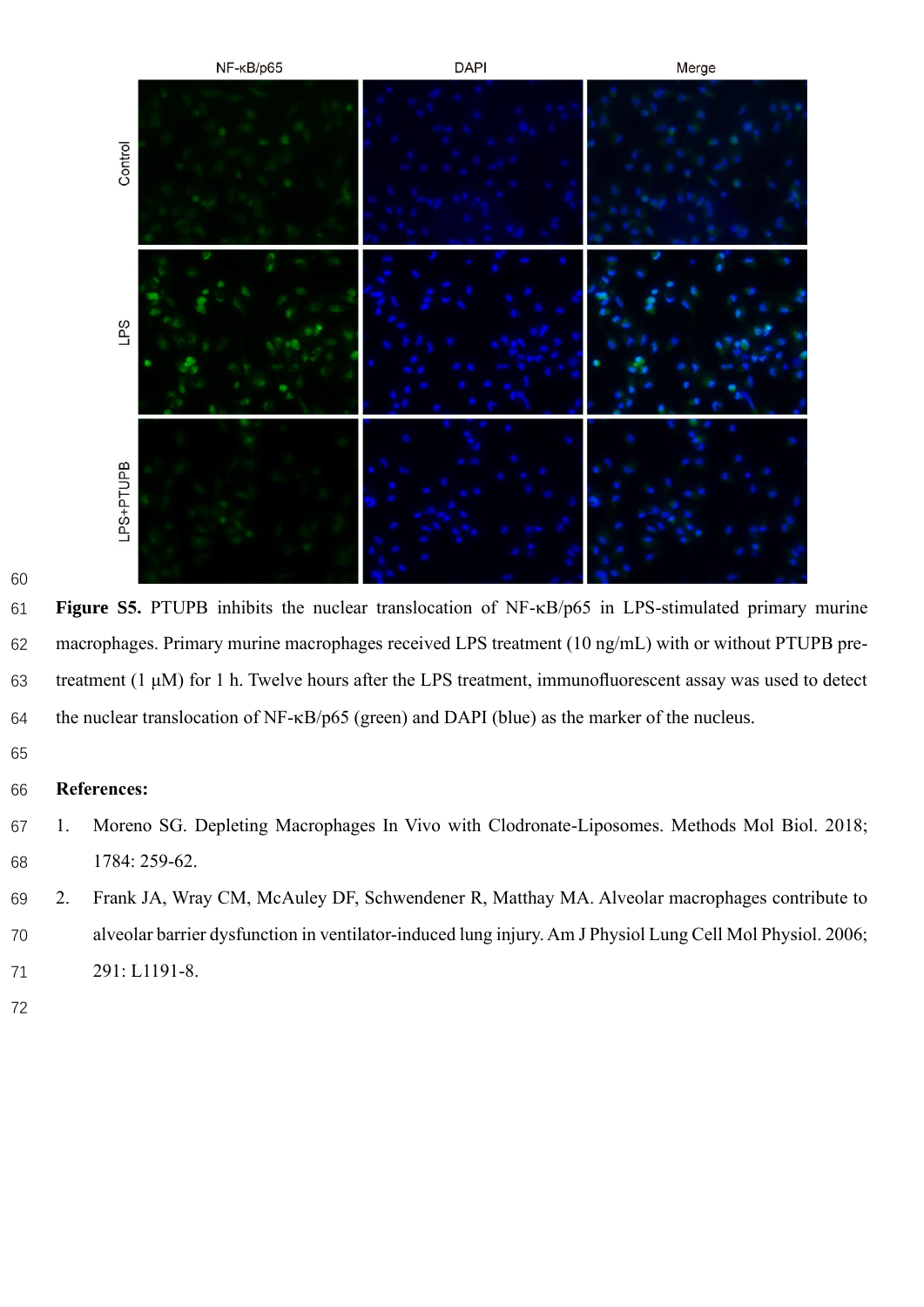NF-κB/p65

DAPI

Merge

Control

LPS

LPS+PTUPB

**Figure S5.** PTUPB inhibits the nuclear translocation of NF-κB/p65 in LPS-stimulated primary murine macrophages. Primary murine macrophages received LPS treatment (10 ng/mL) with or without PTUPB pre-treatment (1 μM) for 1 h. Twelve hours after the LPS treatment, immunofluorescent assay was used to detect the nuclear translocation of NF-κB/p65 (green) and DAPI (blue) as the marker of the nucleus.

**References:**

1. Moreno SG. Depleting Macrophages In Vivo with Clodronate-Liposomes. Methods Mol Biol. 2018; 1784: 259-62.
2. Frank JA, Wray CM, McAuley DF, Schwendener R, Matthay MA. Alveolar macrophages contribute to alveolar barrier dysfunction in ventilator-induced lung injury. Am J Physiol Lung Cell Mol Physiol. 2006; 291: L1191-8.